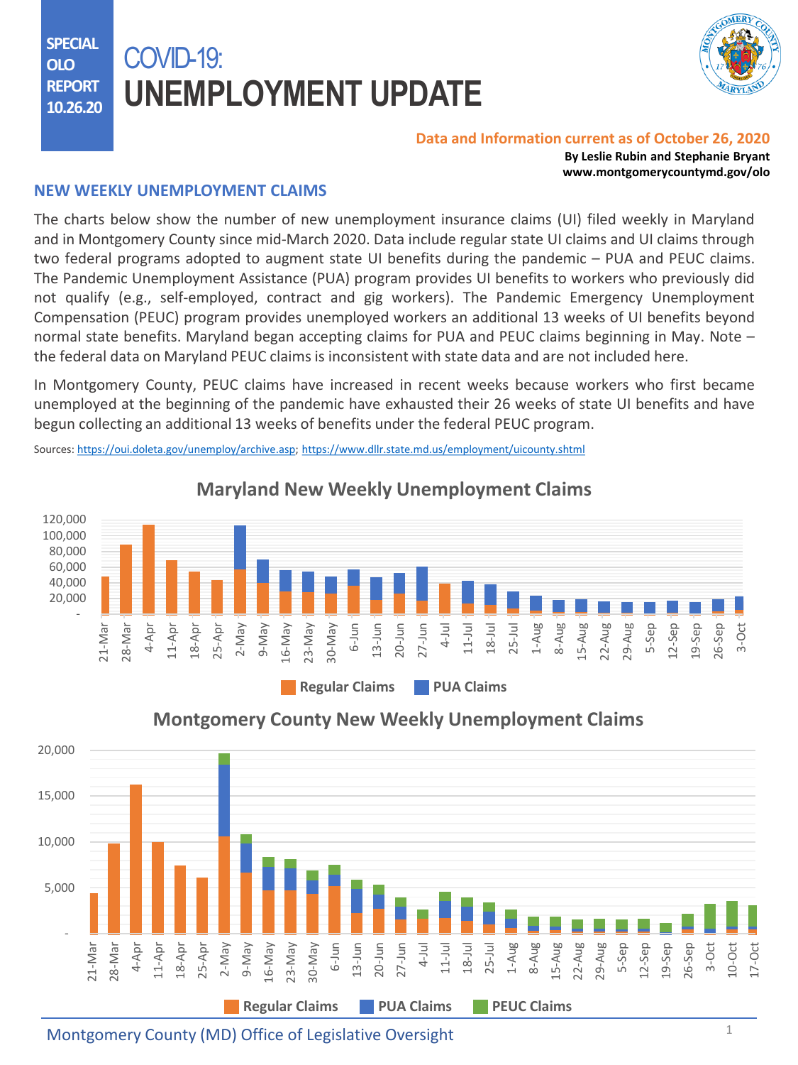SPECIAL OLO REPORT 10.26.20

# COVID-19: UNEMPLOYMENT UPDATE

**Data and Information current as of October 26, 2020**

**By Leslie Rubin and Stephanie Bryant**
**www.montgomerycountymd.gov/olo**

## NEW WEEKLY UNEMPLOYMENT CLAIMS

The charts below show the number of new unemployment insurance claims (UI) filed weekly in Maryland and in Montgomery County since mid-March 2020. Data include regular state UI claims and UI claims through two federal programs adopted to augment state UI benefits during the pandemic – PUA and PEUC claims. The Pandemic Unemployment Assistance (PUA) program provides UI benefits to workers who previously did not qualify (e.g., self-employed, contract and gig workers). The Pandemic Emergency Unemployment Compensation (PEUC) program provides unemployed workers an additional 13 weeks of UI benefits beyond normal state benefits. Maryland began accepting claims for PUA and PEUC claims beginning in May. Note – the federal data on Maryland PEUC claims is inconsistent with state data and are not included here.

In Montgomery County, PEUC claims have increased in recent weeks because workers who first became unemployed at the beginning of the pandemic have exhausted their 26 weeks of state UI benefits and have begun collecting an additional 13 weeks of benefits under the federal PEUC program.

Sources: https://oui.doleta.gov/unemploy/archive.asp; https://www.dllr.state.md.us/employment/uicounty.shtml

### Maryland New Weekly Unemployment Claims

(Chart: weekly bars from 21-Mar to 3-Oct; legend: Regular Claims, PUA Claims; y-axis from – to 120,000)

### Montgomery County New Weekly Unemployment Claims

(Chart: weekly bars from 21-Mar to 17-Oct; legend: Regular Claims, PUA Claims, PEUC Claims; y-axis from – to 20,000)

Montgomery County (MD) Office of Legislative Oversight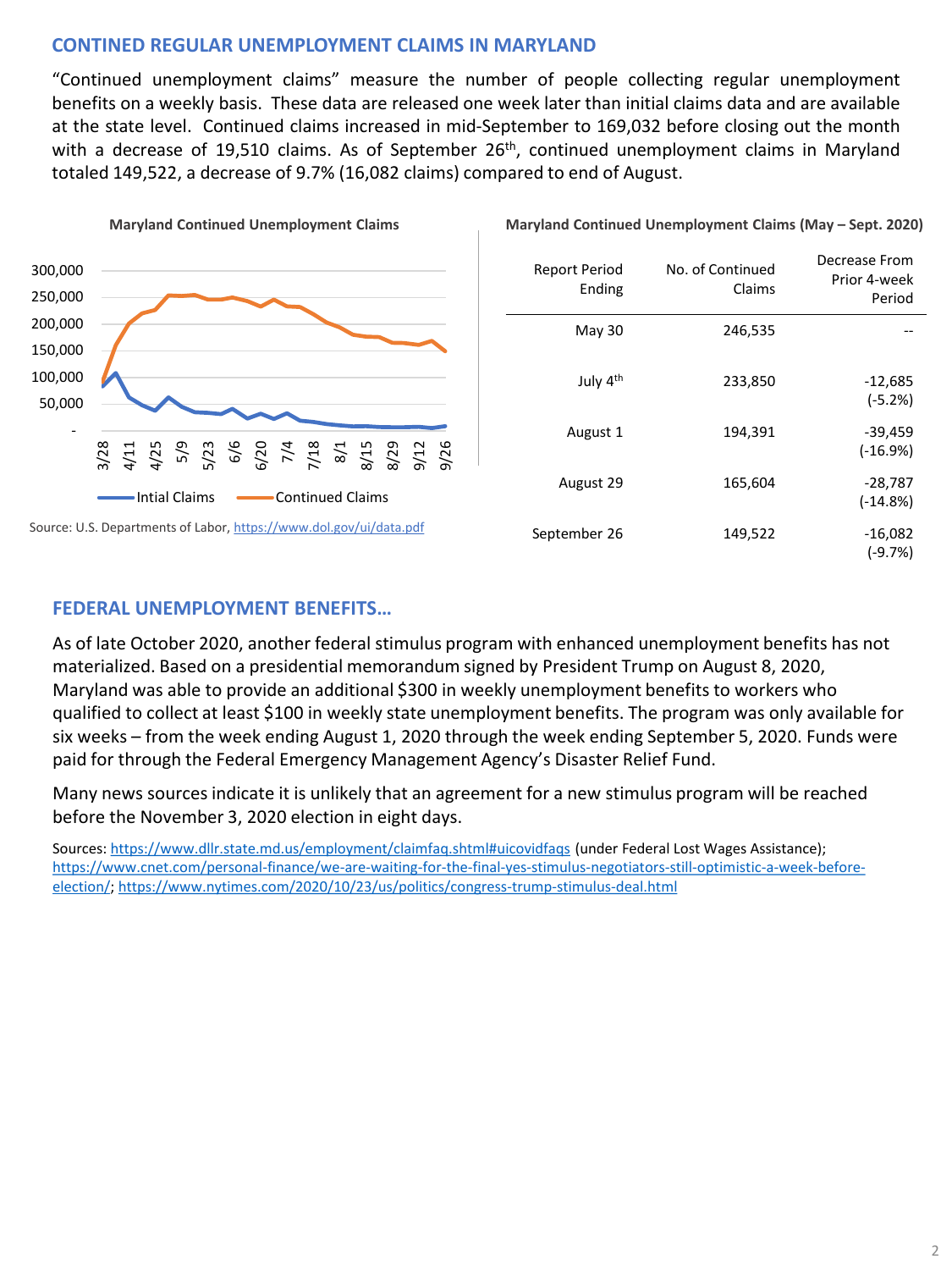## CONTINED REGULAR UNEMPLOYMENT CLAIMS IN MARYLAND

"Continued unemployment claims" measure the number of people collecting regular unemployment benefits on a weekly basis. These data are released one week later than initial claims data and are available at the state level. Continued claims increased in mid-September to 169,032 before closing out the month with a decrease of 19,510 claims. As of September 26th, continued unemployment claims in Maryland totaled 149,522, a decrease of 9.7% (16,082 claims) compared to end of August.

**Maryland Continued Unemployment Claims**

Source: U.S. Departments of Labor, https://www.dol.gov/ui/data.pdf

**Maryland Continued Unemployment Claims (May – Sept. 2020)**

| Report Period Ending | No. of Continued Claims | Decrease From Prior 4-week Period |
|---|---|---|
| May 30 | 246,535 | -- |
| July 4th | 233,850 | -12,685 (-5.2%) |
| August 1 | 194,391 | -39,459 (-16.9%) |
| August 29 | 165,604 | -28,787 (-14.8%) |
| September 26 | 149,522 | -16,082 (-9.7%) |

## FEDERAL UNEMPLOYMENT BENEFITS…

As of late October 2020, another federal stimulus program with enhanced unemployment benefits has not materialized. Based on a presidential memorandum signed by President Trump on August 8, 2020, Maryland was able to provide an additional $300 in weekly unemployment benefits to workers who qualified to collect at least $100 in weekly state unemployment benefits. The program was only available for six weeks – from the week ending August 1, 2020 through the week ending September 5, 2020. Funds were paid for through the Federal Emergency Management Agency's Disaster Relief Fund.

Many news sources indicate it is unlikely that an agreement for a new stimulus program will be reached before the November 3, 2020 election in eight days.

Sources: https://www.dllr.state.md.us/employment/claimfaq.shtml#uicovidfaqs (under Federal Lost Wages Assistance); https://www.cnet.com/personal-finance/we-are-waiting-for-the-final-yes-stimulus-negotiators-still-optimistic-a-week-before-election/; https://www.nytimes.com/2020/10/23/us/politics/congress-trump-stimulus-deal.html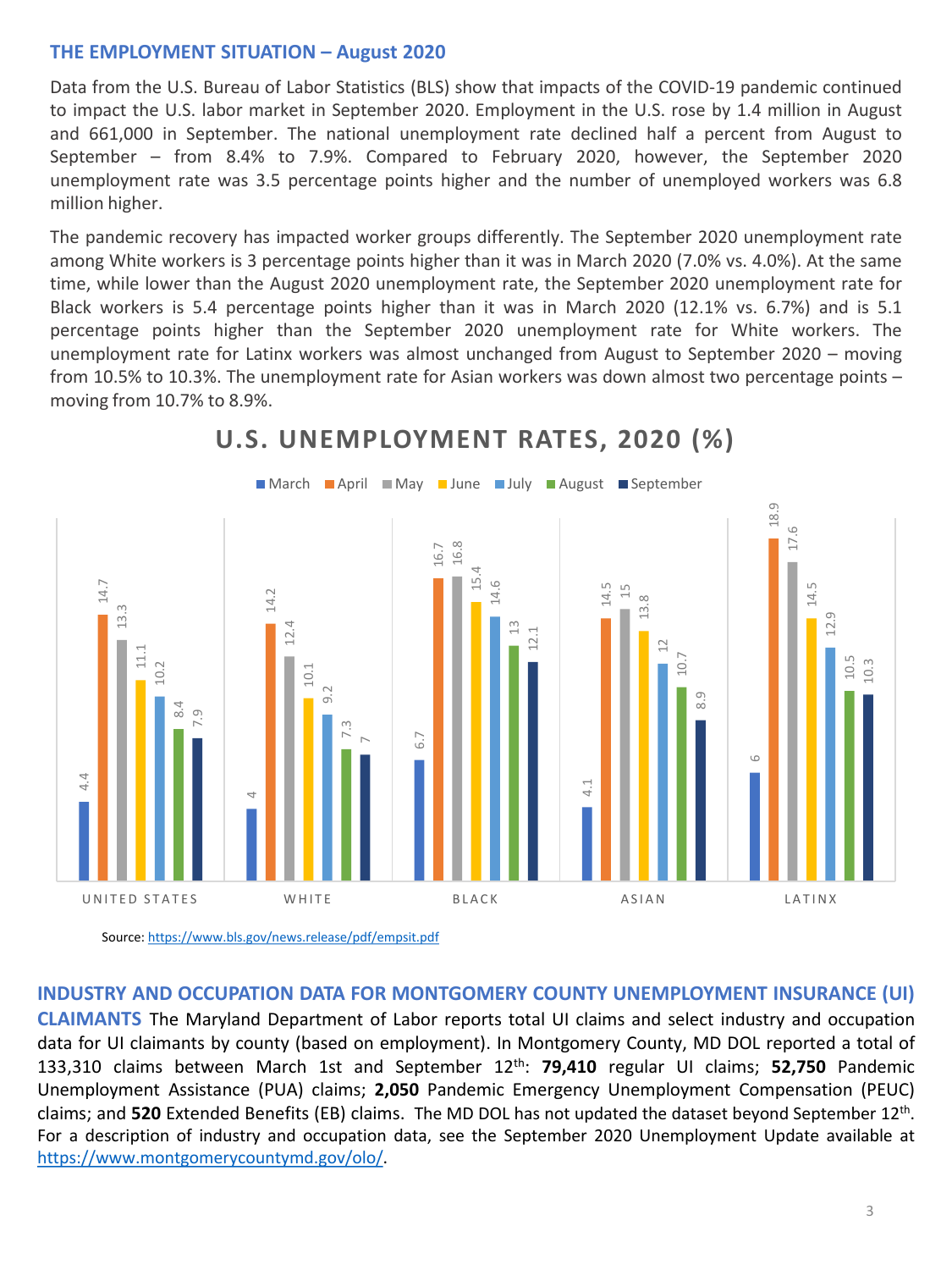## THE EMPLOYMENT SITUATION – August 2020

Data from the U.S. Bureau of Labor Statistics (BLS) show that impacts of the COVID-19 pandemic continued to impact the U.S. labor market in September 2020. Employment in the U.S. rose by 1.4 million in August and 661,000 in September. The national unemployment rate declined half a percent from August to September – from 8.4% to 7.9%. Compared to February 2020, however, the September 2020 unemployment rate was 3.5 percentage points higher and the number of unemployed workers was 6.8 million higher.

The pandemic recovery has impacted worker groups differently. The September 2020 unemployment rate among White workers is 3 percentage points higher than it was in March 2020 (7.0% vs. 4.0%). At the same time, while lower than the August 2020 unemployment rate, the September 2020 unemployment rate for Black workers is 5.4 percentage points higher than it was in March 2020 (12.1% vs. 6.7%) and is 5.1 percentage points higher than the September 2020 unemployment rate for White workers. The unemployment rate for Latinx workers was almost unchanged from August to September 2020 – moving from 10.5% to 10.3%. The unemployment rate for Asian workers was down almost two percentage points – moving from 10.7% to 8.9%.

**U.S. UNEMPLOYMENT RATES, 2020 (%)**

March, April, May, June, July, August, September

UNITED STATES: 4.4, 14.7, 13.3, 11.1, 10.2, 8.4, 7.9

WHITE: 4, 14.2, 12.4, 10.1, 9.2, 7.3, 7

BLACK: 6.7, 16.7, 16.8, 15.4, 14.6, 13, 12.1

ASIAN: 4.1, 14.5, 15, 13.8, 12, 10.7, 8.9

LATINX: 6, 18.9, 17.6, 14.5, 12.9, 10.5, 10.3

Source: https://www.bls.gov/news.release/pdf/empsit.pdf

**INDUSTRY AND OCCUPATION DATA FOR MONTGOMERY COUNTY UNEMPLOYMENT INSURANCE (UI) CLAIMANTS** The Maryland Department of Labor reports total UI claims and select industry and occupation data for UI claimants by county (based on employment). In Montgomery County, MD DOL reported a total of 133,310 claims between March 1st and September 12th: **79,410** regular UI claims; **52,750** Pandemic Unemployment Assistance (PUA) claims; **2,050** Pandemic Emergency Unemployment Compensation (PEUC) claims; and **520** Extended Benefits (EB) claims. The MD DOL has not updated the dataset beyond September 12th. For a description of industry and occupation data, see the September 2020 Unemployment Update available at https://www.montgomerycountymd.gov/olo/.